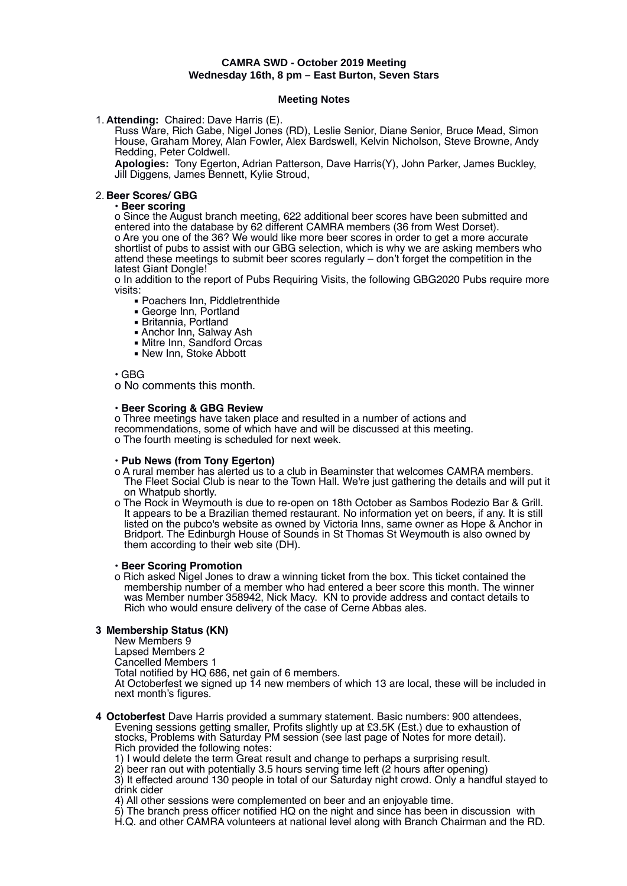**CAMRA SWD - October 2019 Meeting**
**Wednesday 16th, 8 pm – East Burton, Seven Stars**

**Meeting Notes**

1. **Attending:** Chaired: Dave Harris (E).
   Russ Ware, Rich Gabe, Nigel Jones (RD), Leslie Senior, Diane Senior, Bruce Mead, Simon House, Graham Morey, Alan Fowler, Alex Bardswell, Kelvin Nicholson, Steve Browne, Andy Redding, Peter Coldwell.
   **Apologies:** Tony Egerton, Adrian Patterson, Dave Harris(Y), John Parker, James Buckley, Jill Diggens, James Bennett, Kylie Stroud,

2. **Beer Scores/ GBG**
   - **Beer scoring**
     - o Since the August branch meeting, 622 additional beer scores have been submitted and entered into the database by 62 different CAMRA members (36 from West Dorset).
     - o Are you one of the 36? We would like more beer scores in order to get a more accurate shortlist of pubs to assist with our GBG selection, which is why we are asking members who attend these meetings to submit beer scores regularly – don't forget the competition in the latest Giant Dongle!
     - o In addition to the report of Pubs Requiring Visits, the following GBG2020 Pubs require more visits:
       - Poachers Inn, Piddletrenthide
       - George Inn, Portland
       - Britannia, Portland
       - Anchor Inn, Salway Ash
       - Mitre Inn, Sandford Orcas
       - New Inn, Stoke Abbott
   - GBG
     - o No comments this month.
   - **Beer Scoring & GBG Review**
     - o Three meetings have taken place and resulted in a number of actions and recommendations, some of which have and will be discussed at this meeting.
     - o The fourth meeting is scheduled for next week.
   - **Pub News (from Tony Egerton)**
     - o A rural member has alerted us to a club in Beaminster that welcomes CAMRA members. The Fleet Social Club is near to the Town Hall. We're just gathering the details and will put it on Whatpub shortly.
     - o The Rock in Weymouth is due to re-open on 18th October as Sambos Rodezio Bar & Grill. It appears to be a Brazilian themed restaurant. No information yet on beers, if any. It is still listed on the pubco's website as owned by Victoria Inns, same owner as Hope & Anchor in Bridport. The Edinburgh House of Sounds in St Thomas St Weymouth is also owned by them according to their web site (DH).
   - **Beer Scoring Promotion**
     - o Rich asked Nigel Jones to draw a winning ticket from the box. This ticket contained the membership number of a member who had entered a beer score this month. The winner was Member number 358942, Nick Macy. KN to provide address and contact details to Rich who would ensure delivery of the case of Cerne Abbas ales.

**3 Membership Status (KN)**
New Members 9
Lapsed Members 2
Cancelled Members 1
Total notified by HQ 686, net gain of 6 members.
At Octoberfest we signed up 14 new members of which 13 are local, these will be included in next month's figures.

**4 Octoberfest** Dave Harris provided a summary statement. Basic numbers: 900 attendees, Evening sessions getting smaller, Profits slightly up at £3.5K (Est.) due to exhaustion of stocks, Problems with Saturday PM session (see last page of Notes for more detail).
Rich provided the following notes:
1) I would delete the term Great result and change to perhaps a surprising result.
2) beer ran out with potentially 3.5 hours serving time left (2 hours after opening)
3) It effected around 130 people in total of our Saturday night crowd. Only a handful stayed to drink cider
4) All other sessions were complemented on beer and an enjoyable time.
5) The branch press officer notified HQ on the night and since has been in discussion with H.Q. and other CAMRA volunteers at national level along with Branch Chairman and the RD.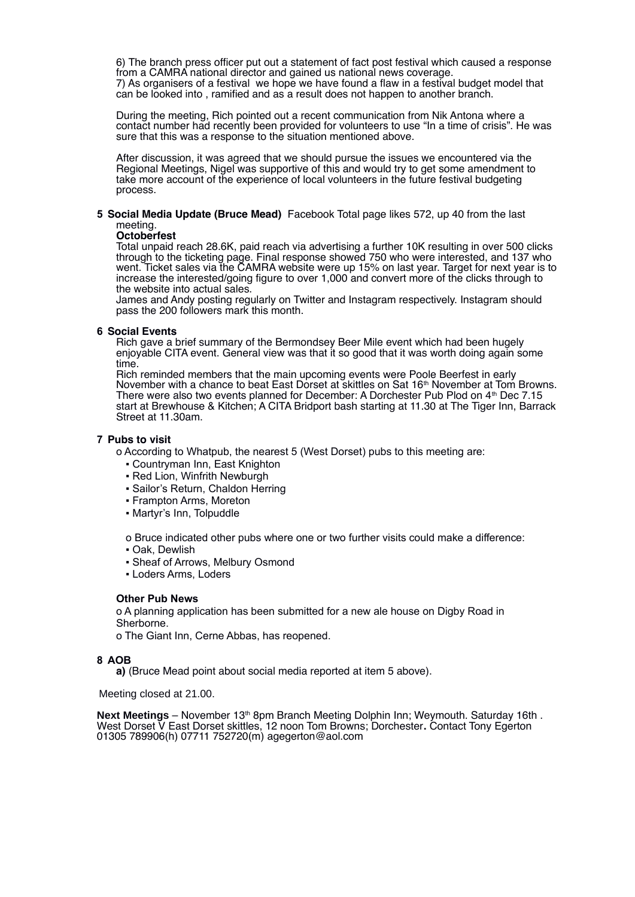6) The branch press officer put out a statement of fact post festival which caused a response from a CAMRA national director and gained us national news coverage.
7) As organisers of a festival we hope we have found a flaw in a festival budget model that can be looked into , ramified and as a result does not happen to another branch.

During the meeting, Rich pointed out a recent communication from Nik Antona where a contact number had recently been provided for volunteers to use "In a time of crisis". He was sure that this was a response to the situation mentioned above.

After discussion, it was agreed that we should pursue the issues we encountered via the Regional Meetings, Nigel was supportive of this and would try to get some amendment to take more account of the experience of local volunteers in the future festival budgeting process.

**5 Social Media Update (Bruce Mead)** Facebook Total page likes 572, up 40 from the last meeting.

**Octoberfest**

Total unpaid reach 28.6K, paid reach via advertising a further 10K resulting in over 500 clicks through to the ticketing page. Final response showed 750 who were interested, and 137 who went. Ticket sales via the CAMRA website were up 15% on last year. Target for next year is to increase the interested/going figure to over 1,000 and convert more of the clicks through to the website into actual sales.
James and Andy posting regularly on Twitter and Instagram respectively. Instagram should pass the 200 followers mark this month.

**6 Social Events**

Rich gave a brief summary of the Bermondsey Beer Mile event which had been hugely enjoyable CITA event. General view was that it so good that it was worth doing again some time.
Rich reminded members that the main upcoming events were Poole Beerfest in early November with a chance to beat East Dorset at skittles on Sat 16th November at Tom Browns. There were also two events planned for December: A Dorchester Pub Plod on 4th Dec 7.15 start at Brewhouse & Kitchen; A CITA Bridport bash starting at 11.30 at The Tiger Inn, Barrack Street at 11.30am.

**7 Pubs to visit**

o According to Whatpub, the nearest 5 (West Dorset) pubs to this meeting are:
- Countryman Inn, East Knighton
- Red Lion, Winfrith Newburgh
- Sailor's Return, Chaldon Herring
- Frampton Arms, Moreton
- Martyr's Inn, Tolpuddle

o Bruce indicated other pubs where one or two further visits could make a difference:
- Oak, Dewlish
- Sheaf of Arrows, Melbury Osmond
- Loders Arms, Loders

**Other Pub News**

o A planning application has been submitted for a new ale house on Digby Road in Sherborne.
o The Giant Inn, Cerne Abbas, has reopened.

**8 AOB**

**a)** (Bruce Mead point about social media reported at item 5 above).

Meeting closed at 21.00.

**Next Meetings** – November 13th 8pm Branch Meeting Dolphin Inn; Weymouth. Saturday 16th . West Dorset V East Dorset skittles, 12 noon Tom Browns; Dorchester**.** Contact Tony Egerton 01305 789906(h) 07711 752720(m) agegerton@aol.com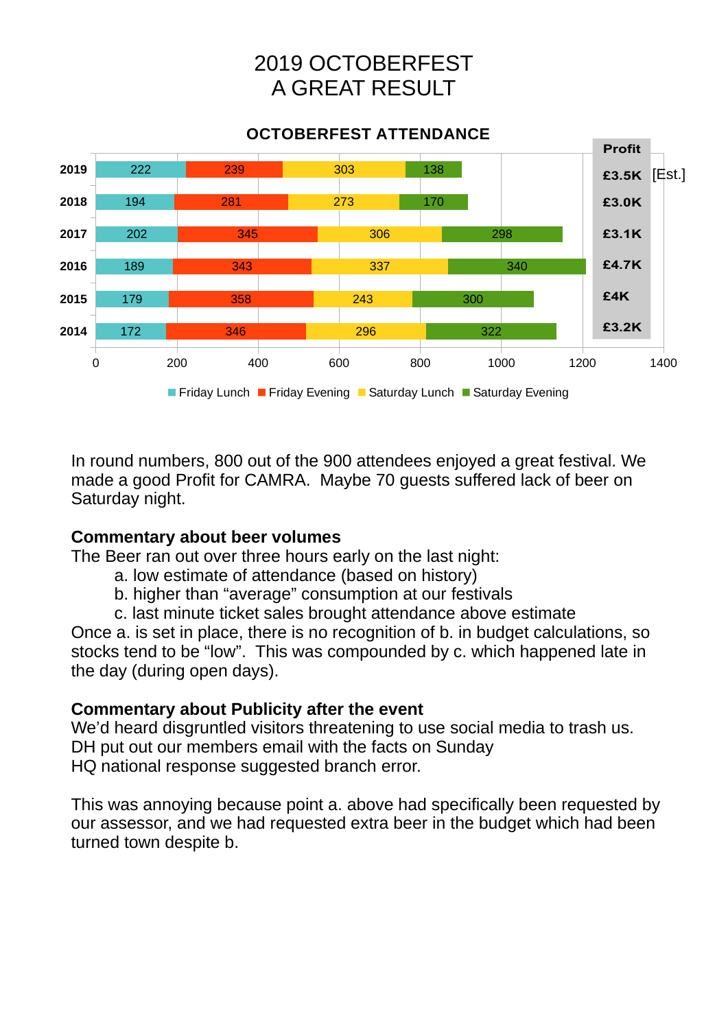# 2019 OCTOBERFEST
# A GREAT RESULT

**OCTOBERFEST ATTENDANCE**

2019: 222, 239, 303, 138 — Profit £3.5K [Est.]
2018: 194, 281, 273, 170 — Profit £3.0K
2017: 202, 345, 306, 298 — Profit £3.1K
2016: 189, 343, 337, 340 — Profit £4.7K
2015: 179, 358, 243, 300 — Profit £4K
2014: 172, 346, 296, 322 — Profit £3.2K

0 200 400 600 800 1000 1200 1400

Friday Lunch, Friday Evening, Saturday Lunch, Saturday Evening

In round numbers, 800 out of the 900 attendees enjoyed a great festival. We made a good Profit for CAMRA. Maybe 70 guests suffered lack of beer on Saturday night.

**Commentary about beer volumes**

The Beer ran out over three hours early on the last night:

a. low estimate of attendance (based on history)
b. higher than "average" consumption at our festivals
c. last minute ticket sales brought attendance above estimate

Once a. is set in place, there is no recognition of b. in budget calculations, so stocks tend to be "low". This was compounded by c. which happened late in the day (during open days).

**Commentary about Publicity after the event**

We'd heard disgruntled visitors threatening to use social media to trash us.
DH put out our members email with the facts on Sunday
HQ national response suggested branch error.

This was annoying because point a. above had specifically been requested by our assessor, and we had requested extra beer in the budget which had been turned town despite b.